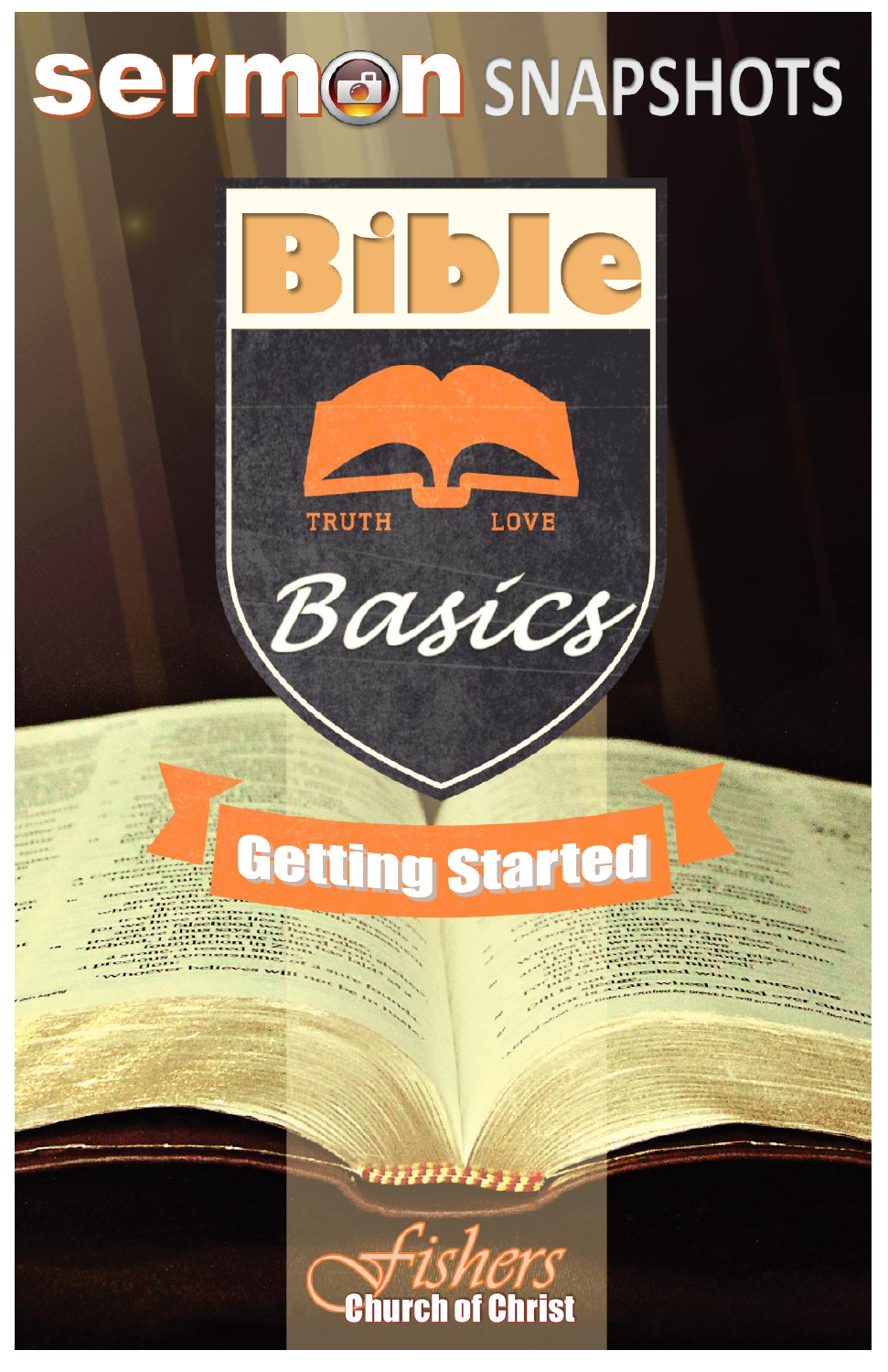# sermon SNAPSHOTS

# Bible

TRUTH LOVE

## Basics

### Getting Started

Fishers
Church of Christ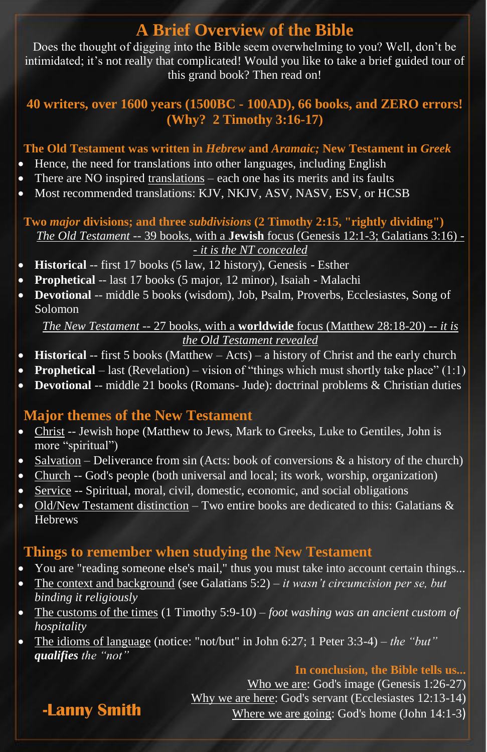# A Brief Overview of the Bible

Does the thought of digging into the Bible seem overwhelming to you? Well, don't be intimidated; it's not really that complicated! Would you like to take a brief guided tour of this grand book? Then read on!

**40 writers, over 1600 years (1500BC - 100AD), 66 books, and ZERO errors! (Why? 2 Timothy 3:16-17)**

**The Old Testament was written in *Hebrew* and *Aramaic;* New Testament in *Greek***

- Hence, the need for translations into other languages, including English
- There are NO inspired translations – each one has its merits and its faults
- Most recommended translations: KJV, NKJV, ASV, NASV, ESV, or HCSB

**Two *major* divisions; and three *subdivisions* (2 Timothy 2:15, "rightly dividing")**

*The Old Testament* -- 39 books, with a **Jewish** focus (Genesis 12:1-3; Galatians 3:16) -- *it is the NT concealed*

- **Historical** -- first 17 books (5 law, 12 history), Genesis - Esther
- **Prophetical** -- last 17 books (5 major, 12 minor), Isaiah - Malachi
- **Devotional** -- middle 5 books (wisdom), Job, Psalm, Proverbs, Ecclesiastes, Song of Solomon

*The New Testament* -- 27 books, with a **worldwide** focus (Matthew 28:18-20) -- *it is the Old Testament revealed*

- **Historical** -- first 5 books (Matthew – Acts) – a history of Christ and the early church
- **Prophetical** – last (Revelation) – vision of "things which must shortly take place" (1:1)
- **Devotional** -- middle 21 books (Romans- Jude): doctrinal problems & Christian duties

## Major themes of the New Testament

- Christ -- Jewish hope (Matthew to Jews, Mark to Greeks, Luke to Gentiles, John is more "spiritual")
- Salvation – Deliverance from sin (Acts: book of conversions & a history of the church)
- Church -- God's people (both universal and local; its work, worship, organization)
- Service -- Spiritual, moral, civil, domestic, economic, and social obligations
- Old/New Testament distinction – Two entire books are dedicated to this: Galatians & Hebrews

## Things to remember when studying the New Testament

- You are "reading someone else's mail," thus you must take into account certain things...
- The context and background (see Galatians 5:2) – *it wasn't circumcision per se, but binding it religiously*
- The customs of the times (1 Timothy 5:9-10) – *foot washing was an ancient custom of hospitality*
- The idioms of language (notice: "not/but" in John 6:27; 1 Peter 3:3-4) – *the "but" **qualifies** the "not"*

**In conclusion, the Bible tells us...**

Who we are: God's image (Genesis 1:26-27)
Why we are here: God's servant (Ecclesiastes 12:13-14)
Where we are going: God's home (John 14:1-3)

**-Lanny Smith**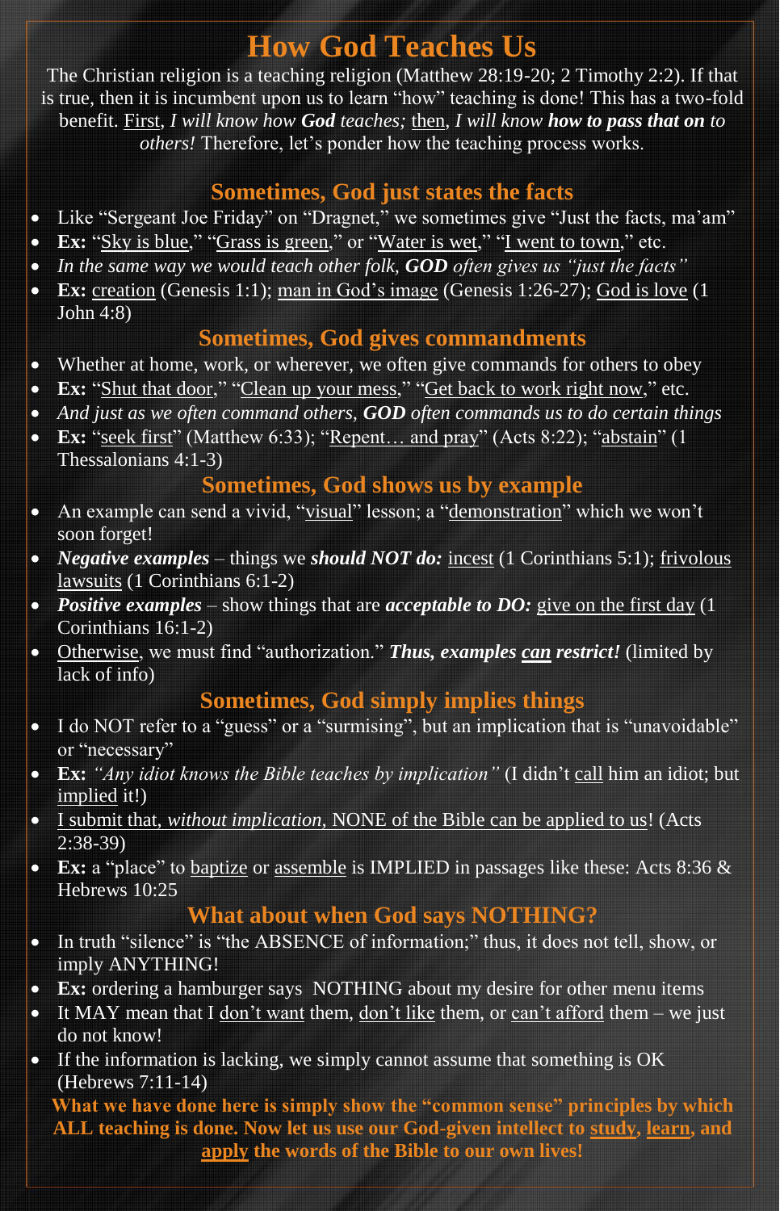# How God Teaches Us

The Christian religion is a teaching religion (Matthew 28:19-20; 2 Timothy 2:2). If that is true, then it is incumbent upon us to learn "how" teaching is done! This has a two-fold benefit. First, *I will know how **God** teaches;* then, *I will know **how to pass that on** to others!* Therefore, let's ponder how the teaching process works.

## Sometimes, God just states the facts

- Like "Sergeant Joe Friday" on "Dragnet," we sometimes give "Just the facts, ma'am"
- **Ex:** "Sky is blue," "Grass is green," or "Water is wet," "I went to town," etc.
- *In the same way we would teach other folk, **GOD** often gives us "just the facts"*
- **Ex:** creation (Genesis 1:1); man in God's image (Genesis 1:26-27); God is love (1 John 4:8)

## Sometimes, God gives commandments

- Whether at home, work, or wherever, we often give commands for others to obey
- **Ex:** "Shut that door," "Clean up your mess," "Get back to work right now," etc.
- *And just as we often command others, **GOD** often commands us to do certain things*
- **Ex:** "seek first" (Matthew 6:33); "Repent… and pray" (Acts 8:22); "abstain" (1 Thessalonians 4:1-3)

## Sometimes, God shows us by example

- An example can send a vivid, "visual" lesson; a "demonstration" which we won't soon forget!
- ***Negative examples*** – things we ***should NOT do:*** incest (1 Corinthians 5:1); frivolous lawsuits (1 Corinthians 6:1-2)
- ***Positive examples*** – show things that are ***acceptable to DO:*** give on the first day (1 Corinthians 16:1-2)
- Otherwise, we must find "authorization." ***Thus, examples can restrict!*** (limited by lack of info)

## Sometimes, God simply implies things

- I do NOT refer to a "guess" or a "surmising", but an implication that is "unavoidable" or "necessary"
- **Ex:** *"Any idiot knows the Bible teaches by implication"* (I didn't call him an idiot; but implied it!)
- I submit that, *without implication*, NONE of the Bible can be applied to us! (Acts 2:38-39)
- **Ex:** a "place" to baptize or assemble is IMPLIED in passages like these: Acts 8:36 & Hebrews 10:25

## What about when God says NOTHING?

- In truth "silence" is "the ABSENCE of information;" thus, it does not tell, show, or imply ANYTHING!
- **Ex:** ordering a hamburger says NOTHING about my desire for other menu items
- It MAY mean that I don't want them, don't like them, or can't afford them – we just do not know!
- If the information is lacking, we simply cannot assume that something is OK (Hebrews 7:11-14)

**What we have done here is simply show the "common sense" principles by which ALL teaching is done. Now let us use our God-given intellect to study, learn, and apply the words of the Bible to our own lives!**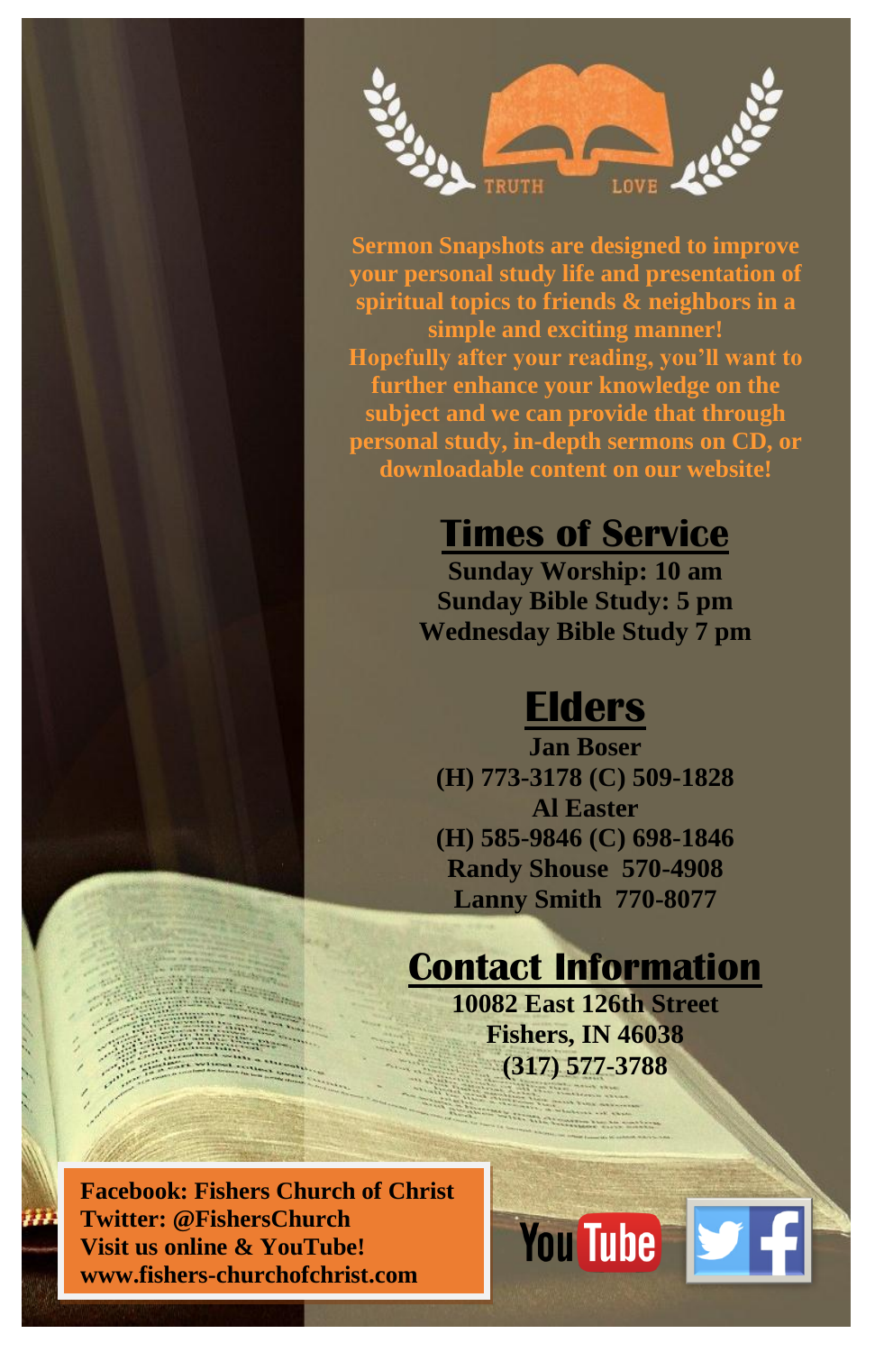TRUTH LOVE

**Sermon Snapshots are designed to improve your personal study life and presentation of spiritual topics to friends & neighbors in a simple and exciting manner! Hopefully after your reading, you'll want to further enhance your knowledge on the subject and we can provide that through personal study, in-depth sermons on CD, or downloadable content on our website!**

## Times of Service

**Sunday Worship: 10 am**
**Sunday Bible Study: 5 pm**
**Wednesday Bible Study 7 pm**

## Elders

**Jan Boser**
**(H) 773-3178 (C) 509-1828**
**Al Easter**
**(H) 585-9846 (C) 698-1846**
**Randy Shouse 570-4908**
**Lanny Smith 770-8077**

## Contact Information

**10082 East 126th Street**
**Fishers, IN 46038**
**(317) 577-3788**

**Facebook: Fishers Church of Christ**
**Twitter: @FishersChurch**
**Visit us online & YouTube!**
**www.fishers-churchofchrist.com**